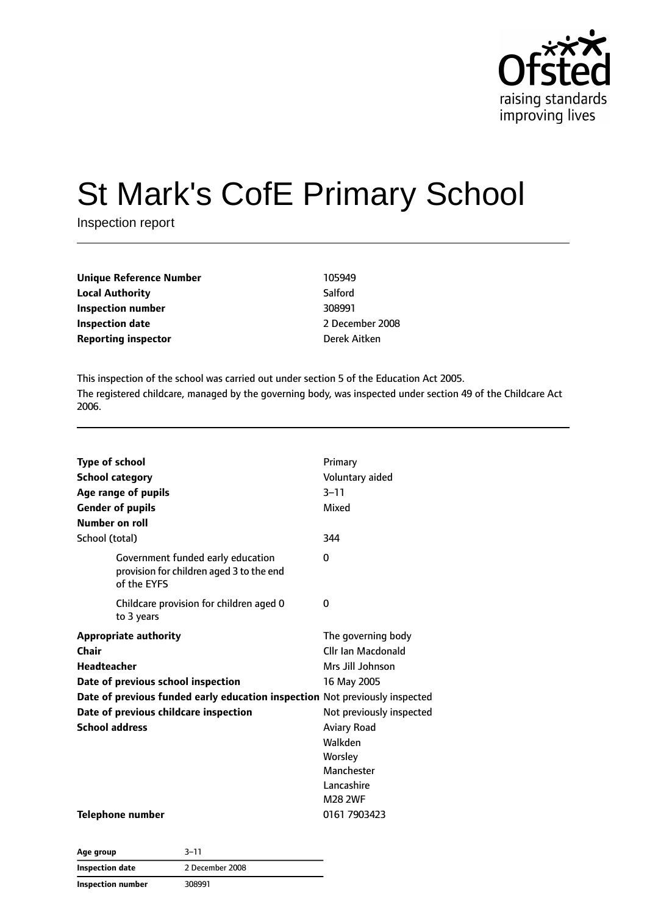Ofsted
raising standards
improving lives

# St Mark's CofE Primary School

Inspection report

| | |
|---|---|
| **Unique Reference Number** | 105949 |
| **Local Authority** | Salford |
| **Inspection number** | 308991 |
| **Inspection date** | 2 December 2008 |
| **Reporting inspector** | Derek Aitken |

This inspection of the school was carried out under section 5 of the Education Act 2005.

The registered childcare, managed by the governing body, was inspected under section 49 of the Childcare Act 2006.

| | |
|---|---|
| **Type of school** | Primary |
| **School category** | Voluntary aided |
| **Age range of pupils** | 3–11 |
| **Gender of pupils** | Mixed |
| **Number on roll** | |
| School (total) | 344 |
| Government funded early education provision for children aged 3 to the end of the EYFS | 0 |
| Childcare provision for children aged 0 to 3 years | 0 |
| **Appropriate authority** | The governing body |
| **Chair** | Cllr Ian Macdonald |
| **Headteacher** | Mrs Jill Johnson |
| **Date of previous school inspection** | 16 May 2005 |
| **Date of previous funded early education inspection** | Not previously inspected |
| **Date of previous childcare inspection** | Not previously inspected |
| **School address** | Aviary Road<br>Walkden<br>Worsley<br>Manchester<br>Lancashire<br>M28 2WF |
| **Telephone number** | 0161 7903423 |

| | |
|---|---|
| **Age group** | 3–11 |
| **Inspection date** | 2 December 2008 |
| **Inspection number** | 308991 |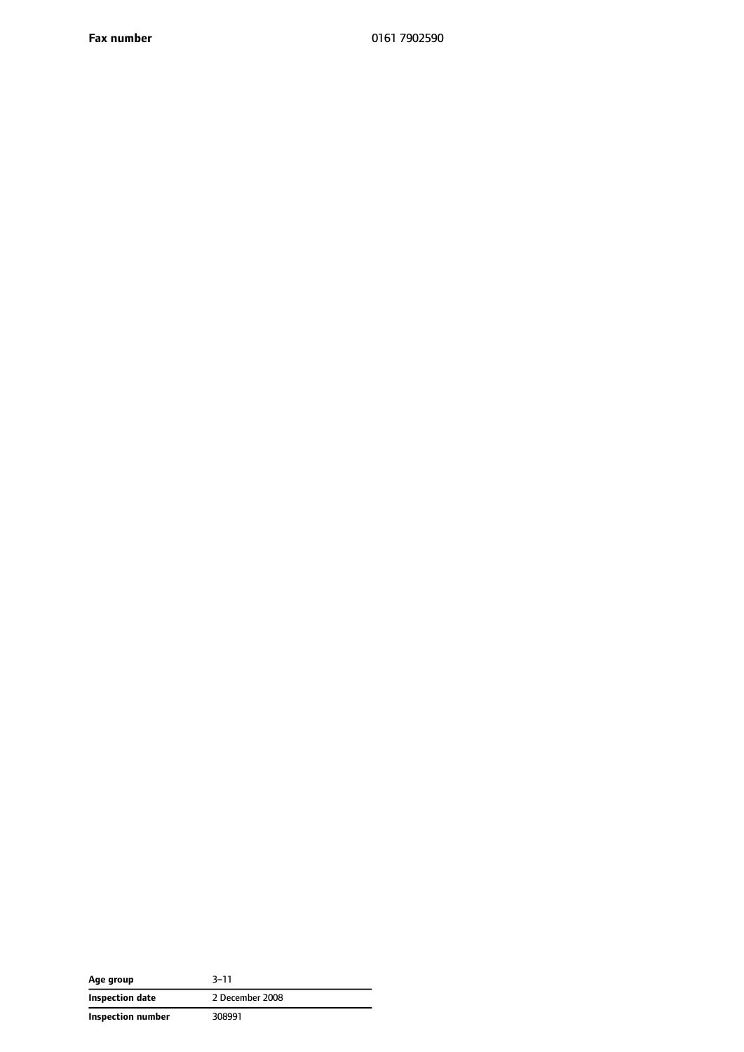| **Fax number** | 0161 7902590 |
|---|---|

| **Age group** | 3–11 |
|---|---|
| **Inspection date** | 2 December 2008 |
| **Inspection number** | 308991 |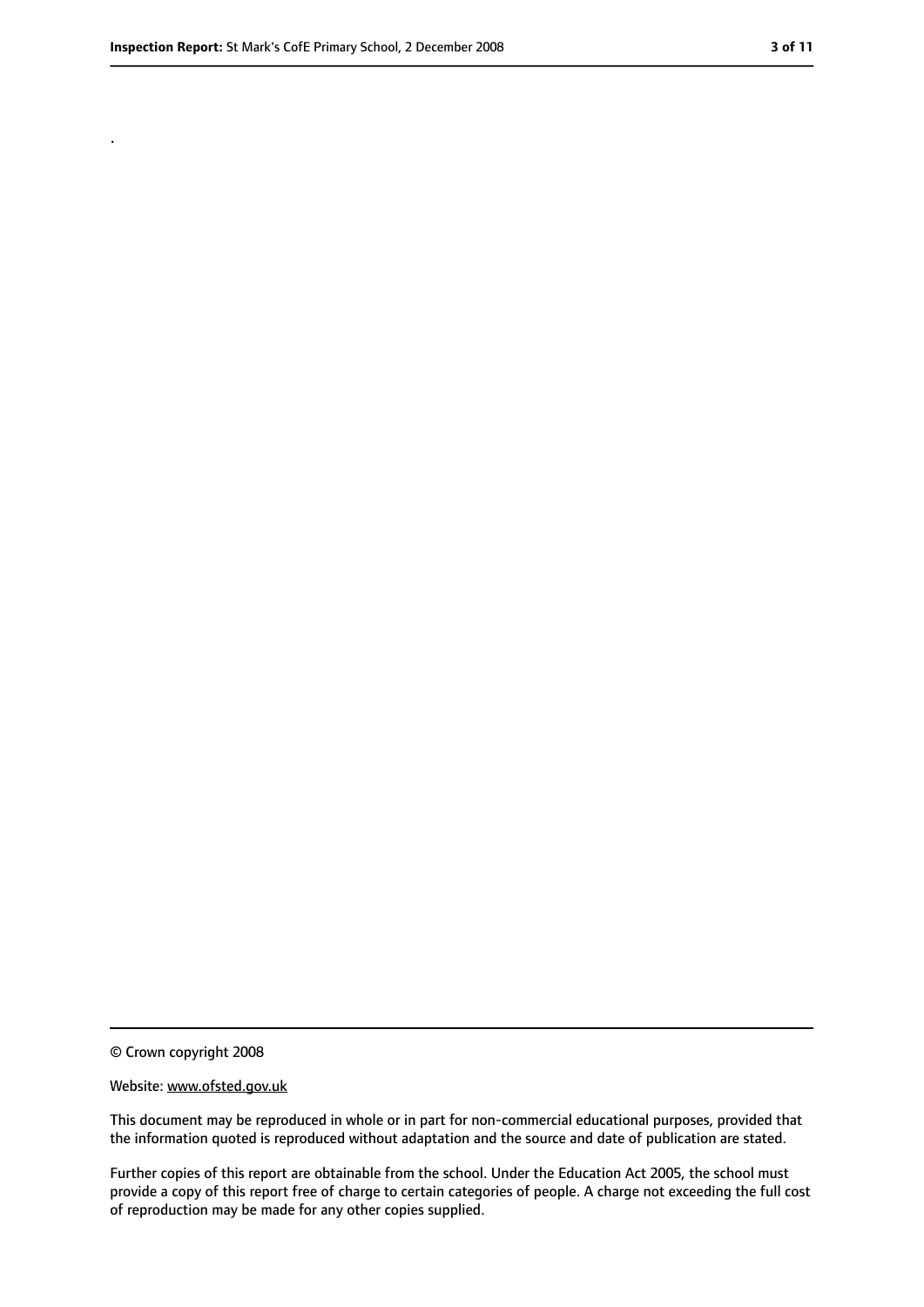.

© Crown copyright 2008

Website: www.ofsted.gov.uk

This document may be reproduced in whole or in part for non-commercial educational purposes, provided that the information quoted is reproduced without adaptation and the source and date of publication are stated.

Further copies of this report are obtainable from the school. Under the Education Act 2005, the school must provide a copy of this report free of charge to certain categories of people. A charge not exceeding the full cost of reproduction may be made for any other copies supplied.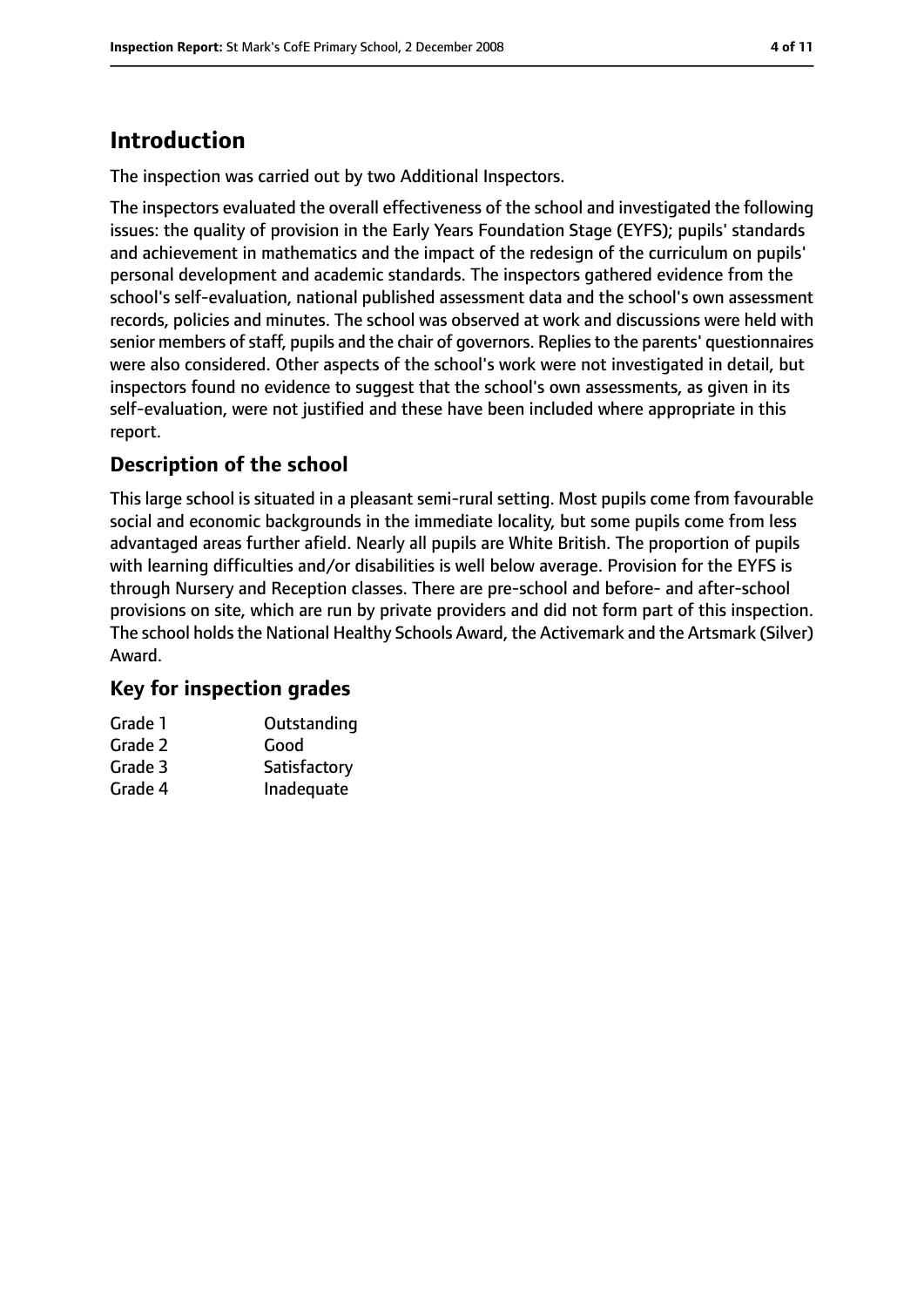# Introduction

The inspection was carried out by two Additional Inspectors.

The inspectors evaluated the overall effectiveness of the school and investigated the following issues: the quality of provision in the Early Years Foundation Stage (EYFS); pupils' standards and achievement in mathematics and the impact of the redesign of the curriculum on pupils' personal development and academic standards. The inspectors gathered evidence from the school's self-evaluation, national published assessment data and the school's own assessment records, policies and minutes. The school was observed at work and discussions were held with senior members of staff, pupils and the chair of governors. Replies to the parents' questionnaires were also considered. Other aspects of the school's work were not investigated in detail, but inspectors found no evidence to suggest that the school's own assessments, as given in its self-evaluation, were not justified and these have been included where appropriate in this report.

## Description of the school

This large school is situated in a pleasant semi-rural setting. Most pupils come from favourable social and economic backgrounds in the immediate locality, but some pupils come from less advantaged areas further afield. Nearly all pupils are White British. The proportion of pupils with learning difficulties and/or disabilities is well below average. Provision for the EYFS is through Nursery and Reception classes. There are pre-school and before- and after-school provisions on site, which are run by private providers and did not form part of this inspection. The school holds the National Healthy Schools Award, the Activemark and the Artsmark (Silver) Award.

## Key for inspection grades

| | |
|---|---|
| Grade 1 | Outstanding |
| Grade 2 | Good |
| Grade 3 | Satisfactory |
| Grade 4 | Inadequate |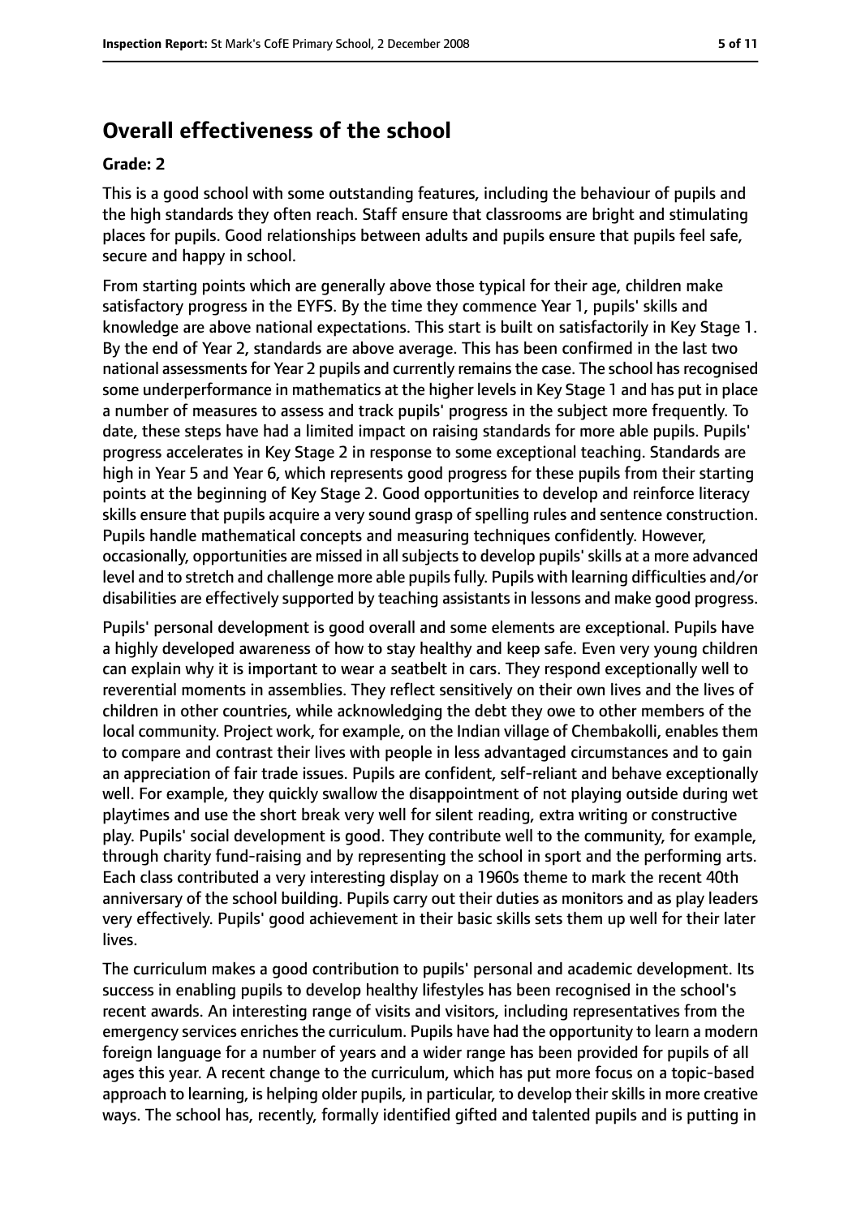## Overall effectiveness of the school

**Grade: 2**

This is a good school with some outstanding features, including the behaviour of pupils and the high standards they often reach. Staff ensure that classrooms are bright and stimulating places for pupils. Good relationships between adults and pupils ensure that pupils feel safe, secure and happy in school.

From starting points which are generally above those typical for their age, children make satisfactory progress in the EYFS. By the time they commence Year 1, pupils' skills and knowledge are above national expectations. This start is built on satisfactorily in Key Stage 1. By the end of Year 2, standards are above average. This has been confirmed in the last two national assessments for Year 2 pupils and currently remains the case. The school has recognised some underperformance in mathematics at the higher levels in Key Stage 1 and has put in place a number of measures to assess and track pupils' progress in the subject more frequently. To date, these steps have had a limited impact on raising standards for more able pupils. Pupils' progress accelerates in Key Stage 2 in response to some exceptional teaching. Standards are high in Year 5 and Year 6, which represents good progress for these pupils from their starting points at the beginning of Key Stage 2. Good opportunities to develop and reinforce literacy skills ensure that pupils acquire a very sound grasp of spelling rules and sentence construction. Pupils handle mathematical concepts and measuring techniques confidently. However, occasionally, opportunities are missed in all subjects to develop pupils' skills at a more advanced level and to stretch and challenge more able pupils fully. Pupils with learning difficulties and/or disabilities are effectively supported by teaching assistants in lessons and make good progress.

Pupils' personal development is good overall and some elements are exceptional. Pupils have a highly developed awareness of how to stay healthy and keep safe. Even very young children can explain why it is important to wear a seatbelt in cars. They respond exceptionally well to reverential moments in assemblies. They reflect sensitively on their own lives and the lives of children in other countries, while acknowledging the debt they owe to other members of the local community. Project work, for example, on the Indian village of Chembakolli, enables them to compare and contrast their lives with people in less advantaged circumstances and to gain an appreciation of fair trade issues. Pupils are confident, self-reliant and behave exceptionally well. For example, they quickly swallow the disappointment of not playing outside during wet playtimes and use the short break very well for silent reading, extra writing or constructive play. Pupils' social development is good. They contribute well to the community, for example, through charity fund-raising and by representing the school in sport and the performing arts. Each class contributed a very interesting display on a 1960s theme to mark the recent 40th anniversary of the school building. Pupils carry out their duties as monitors and as play leaders very effectively. Pupils' good achievement in their basic skills sets them up well for their later lives.

The curriculum makes a good contribution to pupils' personal and academic development. Its success in enabling pupils to develop healthy lifestyles has been recognised in the school's recent awards. An interesting range of visits and visitors, including representatives from the emergency services enriches the curriculum. Pupils have had the opportunity to learn a modern foreign language for a number of years and a wider range has been provided for pupils of all ages this year. A recent change to the curriculum, which has put more focus on a topic-based approach to learning, is helping older pupils, in particular, to develop their skills in more creative ways. The school has, recently, formally identified gifted and talented pupils and is putting in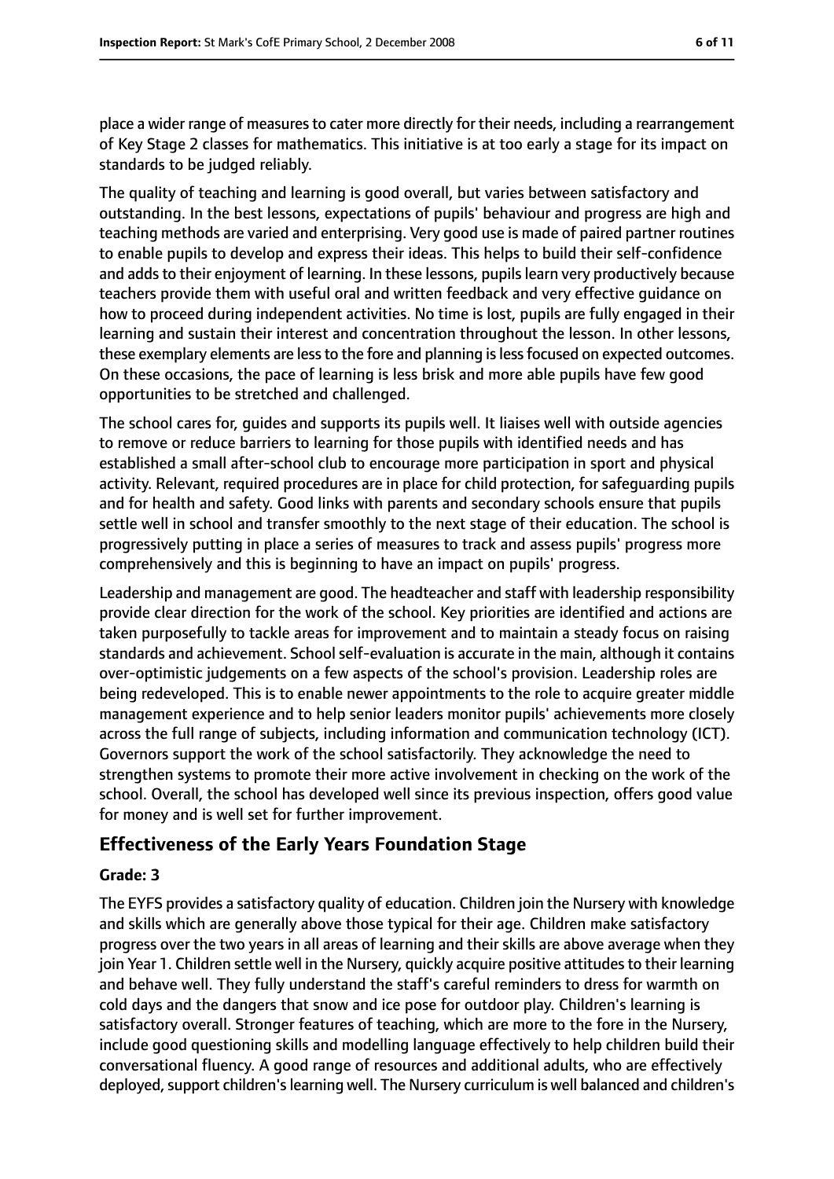place a wider range of measures to cater more directly for their needs, including a rearrangement of Key Stage 2 classes for mathematics. This initiative is at too early a stage for its impact on standards to be judged reliably.

The quality of teaching and learning is good overall, but varies between satisfactory and outstanding. In the best lessons, expectations of pupils' behaviour and progress are high and teaching methods are varied and enterprising. Very good use is made of paired partner routines to enable pupils to develop and express their ideas. This helps to build their self-confidence and adds to their enjoyment of learning. In these lessons, pupils learn very productively because teachers provide them with useful oral and written feedback and very effective guidance on how to proceed during independent activities. No time is lost, pupils are fully engaged in their learning and sustain their interest and concentration throughout the lesson. In other lessons, these exemplary elements are less to the fore and planning is less focused on expected outcomes. On these occasions, the pace of learning is less brisk and more able pupils have few good opportunities to be stretched and challenged.

The school cares for, guides and supports its pupils well. It liaises well with outside agencies to remove or reduce barriers to learning for those pupils with identified needs and has established a small after-school club to encourage more participation in sport and physical activity. Relevant, required procedures are in place for child protection, for safeguarding pupils and for health and safety. Good links with parents and secondary schools ensure that pupils settle well in school and transfer smoothly to the next stage of their education. The school is progressively putting in place a series of measures to track and assess pupils' progress more comprehensively and this is beginning to have an impact on pupils' progress.

Leadership and management are good. The headteacher and staff with leadership responsibility provide clear direction for the work of the school. Key priorities are identified and actions are taken purposefully to tackle areas for improvement and to maintain a steady focus on raising standards and achievement. School self-evaluation is accurate in the main, although it contains over-optimistic judgements on a few aspects of the school's provision. Leadership roles are being redeveloped. This is to enable newer appointments to the role to acquire greater middle management experience and to help senior leaders monitor pupils' achievements more closely across the full range of subjects, including information and communication technology (ICT). Governors support the work of the school satisfactorily. They acknowledge the need to strengthen systems to promote their more active involvement in checking on the work of the school. Overall, the school has developed well since its previous inspection, offers good value for money and is well set for further improvement.

## Effectiveness of the Early Years Foundation Stage

### Grade: 3

The EYFS provides a satisfactory quality of education. Children join the Nursery with knowledge and skills which are generally above those typical for their age. Children make satisfactory progress over the two years in all areas of learning and their skills are above average when they join Year 1. Children settle well in the Nursery, quickly acquire positive attitudes to their learning and behave well. They fully understand the staff's careful reminders to dress for warmth on cold days and the dangers that snow and ice pose for outdoor play. Children's learning is satisfactory overall. Stronger features of teaching, which are more to the fore in the Nursery, include good questioning skills and modelling language effectively to help children build their conversational fluency. A good range of resources and additional adults, who are effectively deployed, support children's learning well. The Nursery curriculum is well balanced and children's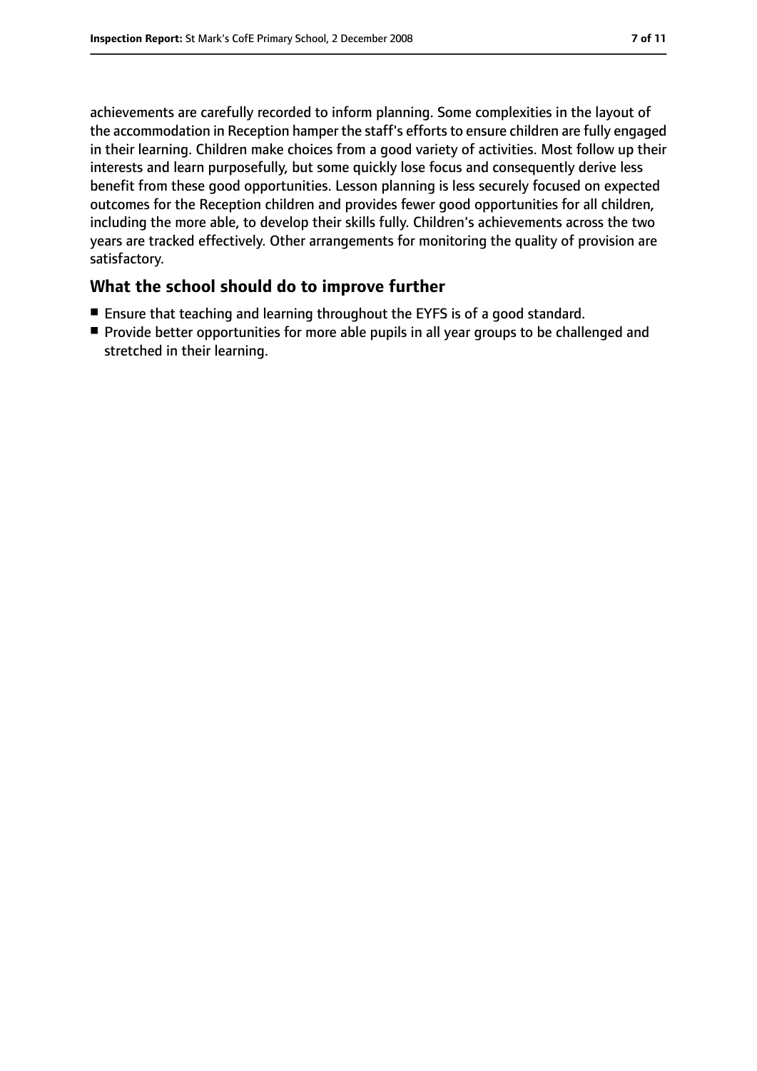achievements are carefully recorded to inform planning. Some complexities in the layout of the accommodation in Reception hamper the staff's efforts to ensure children are fully engaged in their learning. Children make choices from a good variety of activities. Most follow up their interests and learn purposefully, but some quickly lose focus and consequently derive less benefit from these good opportunities. Lesson planning is less securely focused on expected outcomes for the Reception children and provides fewer good opportunities for all children, including the more able, to develop their skills fully. Children's achievements across the two years are tracked effectively. Other arrangements for monitoring the quality of provision are satisfactory.

## What the school should do to improve further

- Ensure that teaching and learning throughout the EYFS is of a good standard.
- Provide better opportunities for more able pupils in all year groups to be challenged and stretched in their learning.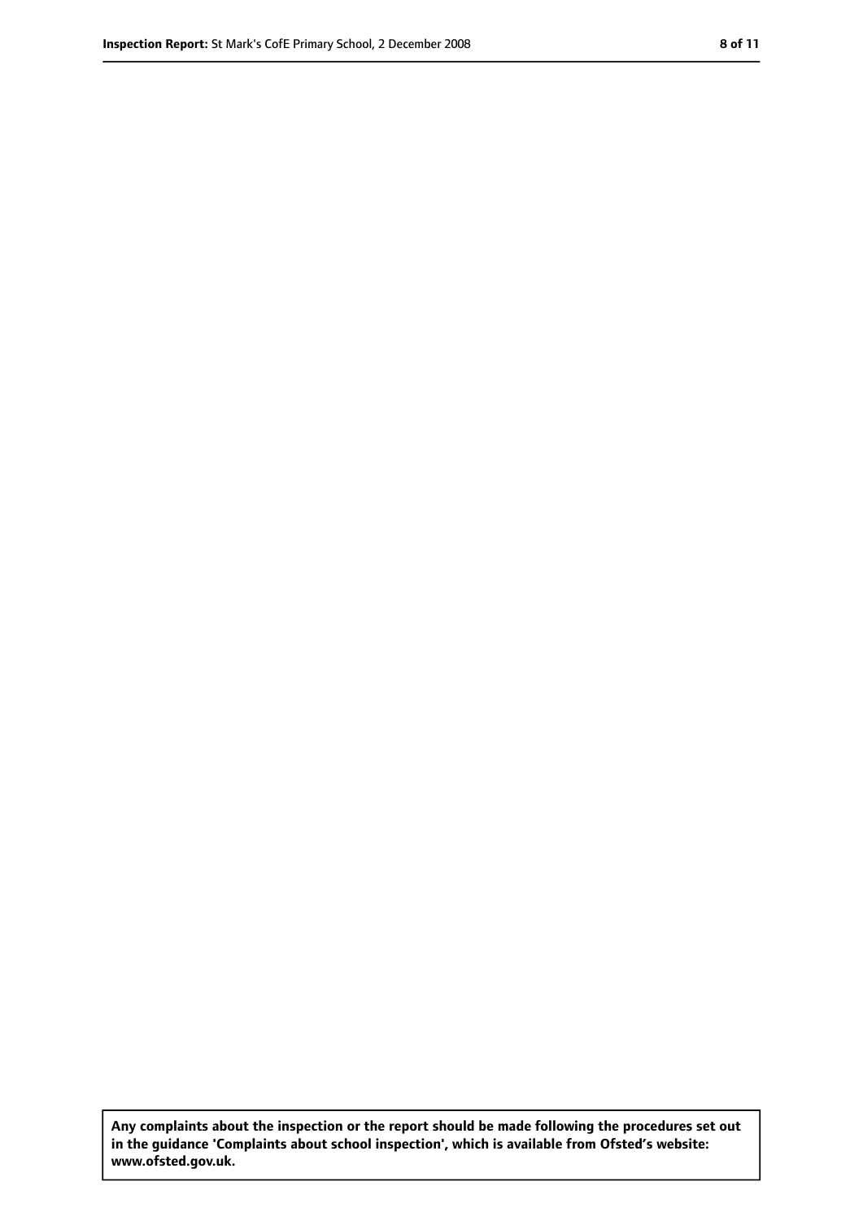**Any complaints about the inspection or the report should be made following the procedures set out in the guidance 'Complaints about school inspection', which is available from Ofsted's website: www.ofsted.gov.uk.**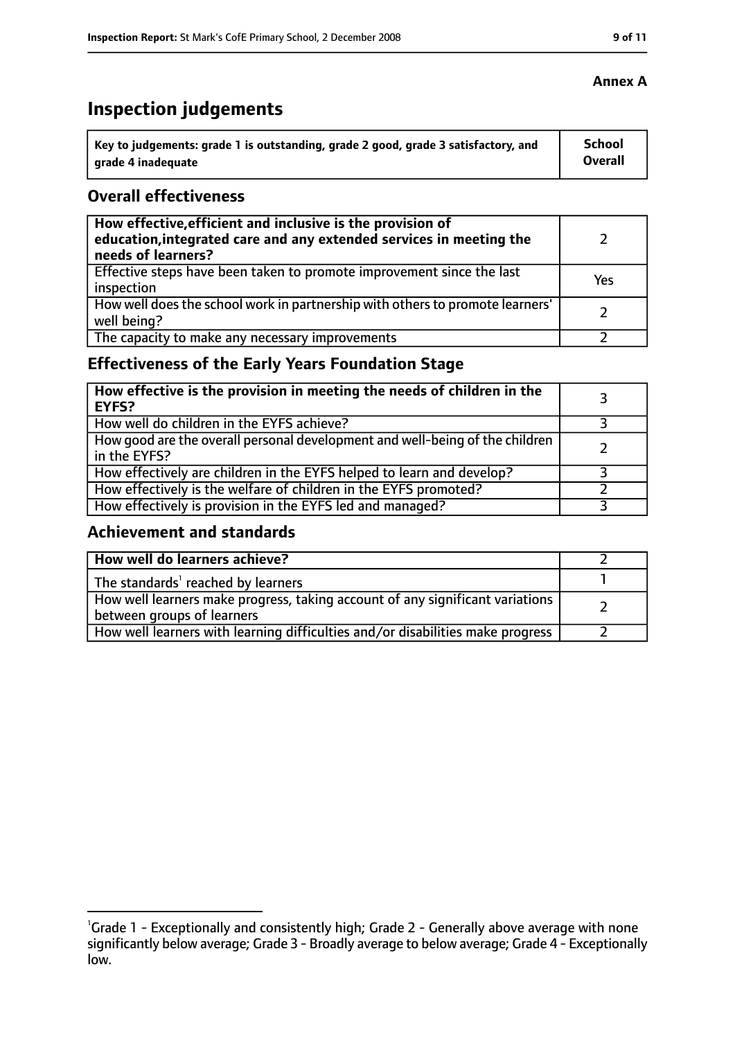**Annex A**

# Inspection judgements

| Key to judgements: grade 1 is outstanding, grade 2 good, grade 3 satisfactory, and grade 4 inadequate | School Overall |
| --- | --- |

## Overall effectiveness

| | |
| --- | --- |
| **How effective, efficient and inclusive is the provision of education, integrated care and any extended services in meeting the needs of learners?** | 2 |
| Effective steps have been taken to promote improvement since the last inspection | Yes |
| How well does the school work in partnership with others to promote learners' well being? | 2 |
| The capacity to make any necessary improvements | 2 |

## Effectiveness of the Early Years Foundation Stage

| | |
| --- | --- |
| **How effective is the provision in meeting the needs of children in the EYFS?** | 3 |
| How well do children in the EYFS achieve? | 3 |
| How good are the overall personal development and well-being of the children in the EYFS? | 2 |
| How effectively are children in the EYFS helped to learn and develop? | 3 |
| How effectively is the welfare of children in the EYFS promoted? | 2 |
| How effectively is provision in the EYFS led and managed? | 3 |

## Achievement and standards

| | |
| --- | --- |
| **How well do learners achieve?** | 2 |
| The standards[1] reached by learners | 1 |
| How well learners make progress, taking account of any significant variations between groups of learners | 2 |
| How well learners with learning difficulties and/or disabilities make progress | 2 |

[1]Grade 1 - Exceptionally and consistently high; Grade 2 - Generally above average with none significantly below average; Grade 3 - Broadly average to below average; Grade 4 - Exceptionally low.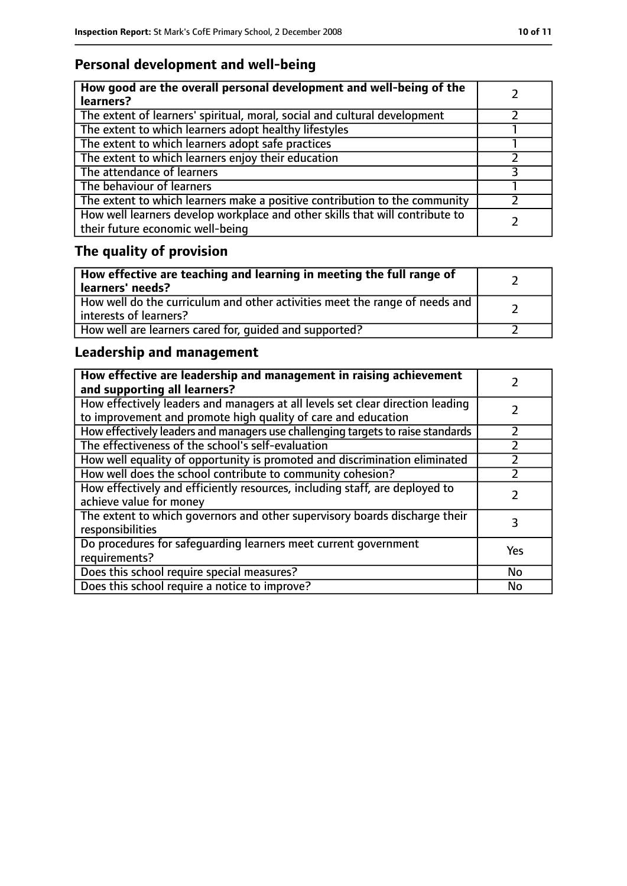## Personal development and well-being

| How good are the overall personal development and well-being of the learners? | 2 |
|---|---|
| The extent of learners' spiritual, moral, social and cultural development | 2 |
| The extent to which learners adopt healthy lifestyles | 1 |
| The extent to which learners adopt safe practices | 1 |
| The extent to which learners enjoy their education | 2 |
| The attendance of learners | 3 |
| The behaviour of learners | 1 |
| The extent to which learners make a positive contribution to the community | 2 |
| How well learners develop workplace and other skills that will contribute to their future economic well-being | 2 |

## The quality of provision

| How effective are teaching and learning in meeting the full range of learners' needs? | 2 |
|---|---|
| How well do the curriculum and other activities meet the range of needs and interests of learners? | 2 |
| How well are learners cared for, guided and supported? | 2 |

## Leadership and management

| How effective are leadership and management in raising achievement and supporting all learners? | 2 |
|---|---|
| How effectively leaders and managers at all levels set clear direction leading to improvement and promote high quality of care and education | 2 |
| How effectively leaders and managers use challenging targets to raise standards | 2 |
| The effectiveness of the school's self-evaluation | 2 |
| How well equality of opportunity is promoted and discrimination eliminated | 2 |
| How well does the school contribute to community cohesion? | 2 |
| How effectively and efficiently resources, including staff, are deployed to achieve value for money | 2 |
| The extent to which governors and other supervisory boards discharge their responsibilities | 3 |
| Do procedures for safeguarding learners meet current government requirements? | Yes |
| Does this school require special measures? | No |
| Does this school require a notice to improve? | No |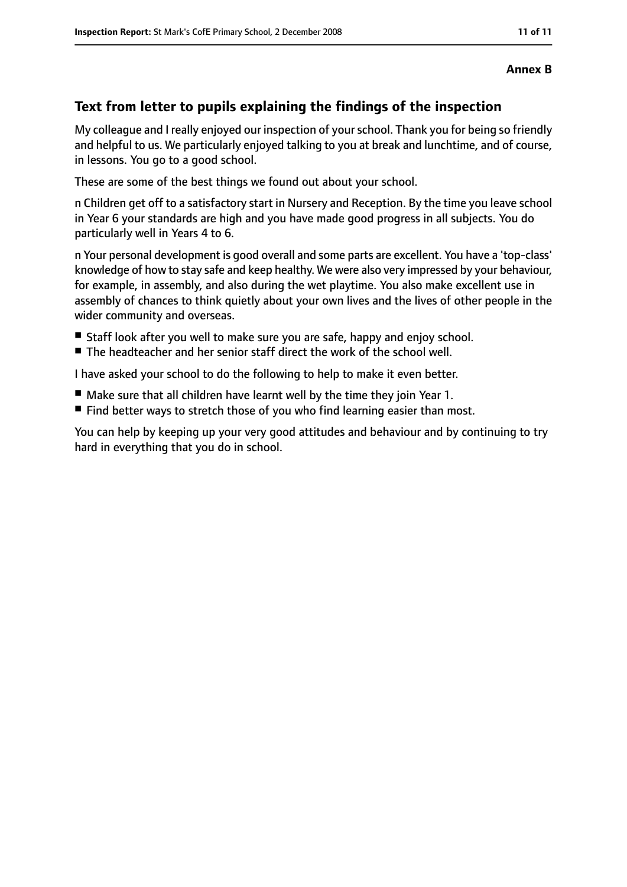**Annex B**

## Text from letter to pupils explaining the findings of the inspection

My colleague and I really enjoyed our inspection of your school. Thank you for being so friendly and helpful to us. We particularly enjoyed talking to you at break and lunchtime, and of course, in lessons. You go to a good school.

These are some of the best things we found out about your school.

n Children get off to a satisfactory start in Nursery and Reception. By the time you leave school in Year 6 your standards are high and you have made good progress in all subjects. You do particularly well in Years 4 to 6.

n Your personal development is good overall and some parts are excellent. You have a 'top-class' knowledge of how to stay safe and keep healthy. We were also very impressed by your behaviour, for example, in assembly, and also during the wet playtime. You also make excellent use in assembly of chances to think quietly about your own lives and the lives of other people in the wider community and overseas.

- Staff look after you well to make sure you are safe, happy and enjoy school.
- The headteacher and her senior staff direct the work of the school well.

I have asked your school to do the following to help to make it even better.

- Make sure that all children have learnt well by the time they join Year 1.
- Find better ways to stretch those of you who find learning easier than most.

You can help by keeping up your very good attitudes and behaviour and by continuing to try hard in everything that you do in school.